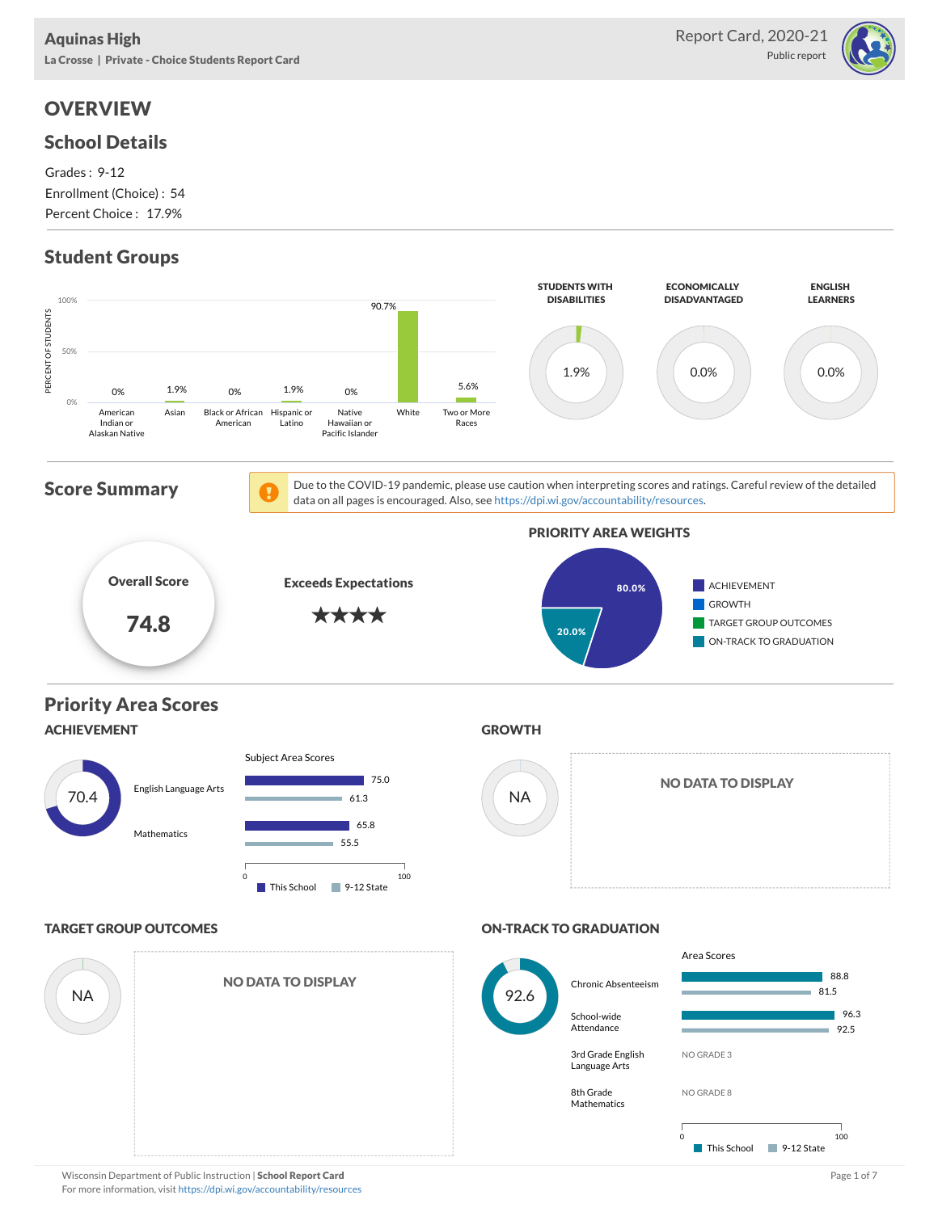# Aquinas High

La Crosse | Private - Choice Students Report Card

Report Card, 2020-21
Public report

## OVERVIEW

### School Details

Grades : 9-12
Enrollment (Choice) : 54
Percent Choice : 17.9%

### Student Groups

| Group | Percent of Students |
|---|---|
| American Indian or Alaskan Native | 0% |
| Asian | 1.9% |
| Black or African American | 0% |
| Hispanic or Latino | 1.9% |
| Native Hawaiian or Pacific Islander | 0% |
| White | 90.7% |
| Two or More Races | 5.6% |

| Students With Disabilities | Economically Disadvantaged | English Learners |
|---|---|---|
| 1.9% | 0.0% | 0.0% |

### Score Summary

Due to the COVID-19 pandemic, please use caution when interpreting scores and ratings. Careful review of the detailed data on all pages is encouraged. Also, see https://dpi.wi.gov/accountability/resources.

**Overall Score**
**74.8**

**Exceeds Expectations**
★★★★

**PRIORITY AREA WEIGHTS**

| Priority Area | Weight |
|---|---|
| Achievement | 80.0% |
| Growth | |
| Target Group Outcomes | |
| On-Track to Graduation | 20.0% |

### Priority Area Scores

#### ACHIEVEMENT

Score: 70.4

Subject Area Scores

| Subject | This School | 9-12 State |
|---|---|---|
| English Language Arts | 75.0 | 61.3 |
| Mathematics | 65.8 | 55.5 |

#### GROWTH

Score: NA

NO DATA TO DISPLAY

#### TARGET GROUP OUTCOMES

Score: NA

NO DATA TO DISPLAY

#### ON-TRACK TO GRADUATION

Score: 92.6

Area Scores

| Area | This School | 9-12 State |
|---|---|---|
| Chronic Absenteeism | 88.8 | 81.5 |
| School-wide Attendance | 96.3 | 92.5 |
| 3rd Grade English Language Arts | NO GRADE 3 | |
| 8th Grade Mathematics | NO GRADE 8 | |

Wisconsin Department of Public Instruction | **School Report Card**
For more information, visit https://dpi.wi.gov/accountability/resources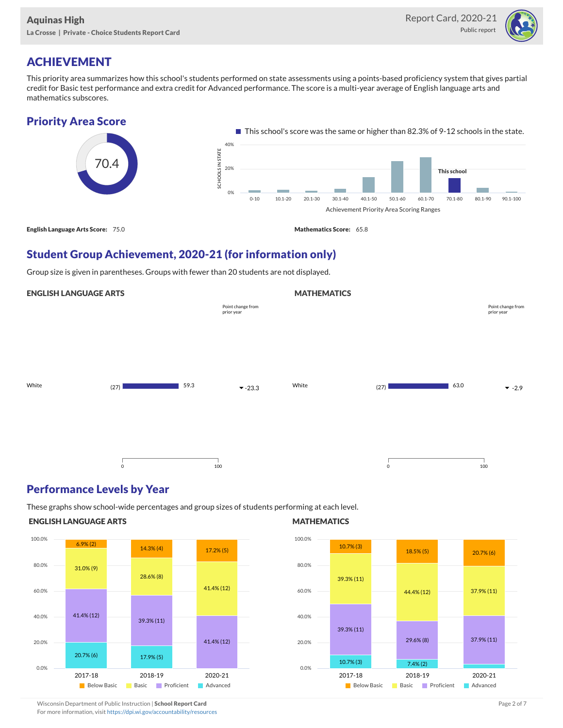Aquinas High

La Crosse | Private - Choice Students Report Card

Report Card, 2020-21

Public report

# ACHIEVEMENT

This priority area summarizes how this school's students performed on state assessments using a points-based proficiency system that gives partial credit for Basic test performance and extra credit for Advanced performance. The score is a multi-year average of English language arts and mathematics subscores.

## Priority Area Score

70.4

This school's score was the same or higher than 82.3% of 9-12 schools in the state.

| Achievement Priority Area Scoring Ranges | 0-10 | 10.1-20 | 20.1-30 | 30.1-40 | 40.1-50 | 50.1-60 | 60.1-70 | 70.1-80 | 80.1-90 | 90.1-100 |
|---|---|---|---|---|---|---|---|---|---|---|
| Schools in state | | | | | | | | This school | | |

**English Language Arts Score:** 75.0

**Mathematics Score:** 65.8

## Student Group Achievement, 2020-21 (for information only)

Group size is given in parentheses. Groups with fewer than 20 students are not displayed.

### ENGLISH LANGUAGE ARTS

| Group | Size | Score | Point change from prior year |
|---|---|---|---|
| White | (27) | 59.3 | ▼ -23.3 |

### MATHEMATICS

| Group | Size | Score | Point change from prior year |
|---|---|---|---|
| White | (27) | 63.0 | ▼ -2.9 |

## Performance Levels by Year

These graphs show school-wide percentages and group sizes of students performing at each level.

### ENGLISH LANGUAGE ARTS

| Level | 2017-18 | 2018-19 | 2020-21 |
|---|---|---|---|
| Below Basic | 6.9% (2) | 14.3% (4) | 17.2% (5) |
| Basic | 31.0% (9) | 28.6% (8) | 41.4% (12) |
| Proficient | 41.4% (12) | 39.3% (11) | 41.4% (12) |
| Advanced | 20.7% (6) | 17.9% (5) | |

### MATHEMATICS

| Level | 2017-18 | 2018-19 | 2020-21 |
|---|---|---|---|
| Below Basic | 10.7% (3) | 18.5% (5) | 20.7% (6) |
| Basic | 39.3% (11) | 44.4% (12) | 37.9% (11) |
| Proficient | 39.3% (11) | 29.6% (8) | 37.9% (11) |
| Advanced | 10.7% (3) | 7.4% (2) | |

Wisconsin Department of Public Instruction | **School Report Card**

For more information, visit https://dpi.wi.gov/accountability/resources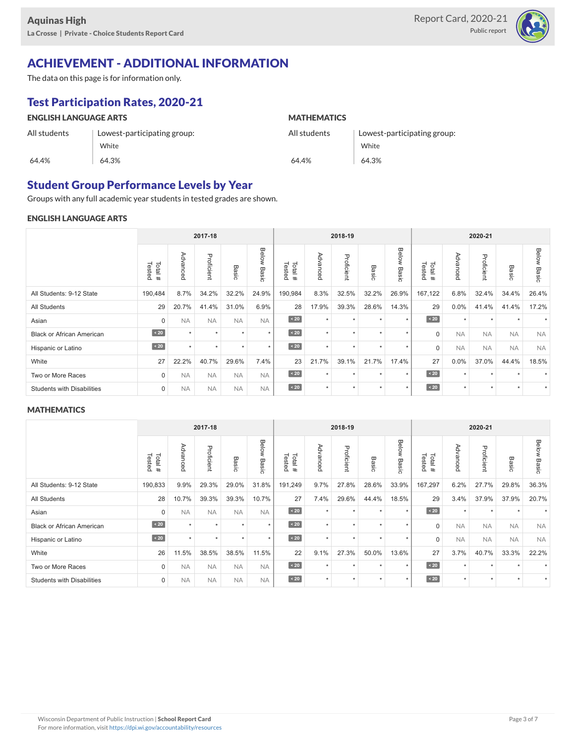Aquinas High
La Crosse | Private - Choice Students Report Card

Report Card, 2020-21
Public report

# ACHIEVEMENT - ADDITIONAL INFORMATION

The data on this page is for information only.

## Test Participation Rates, 2020-21

| ENGLISH LANGUAGE ARTS | | MATHEMATICS | |
|---|---|---|---|
| All students | Lowest-participating group: White | All students | Lowest-participating group: White |
| 64.4% | 64.3% | 64.4% | 64.3% |

## Student Group Performance Levels by Year

Groups with any full academic year students in tested grades are shown.

### ENGLISH LANGUAGE ARTS

| | 2017-18 | | | | | 2018-19 | | | | | 2020-21 | | | | |
|---|---|---|---|---|---|---|---|---|---|---|---|---|---|---|---|
| | Total # Tested | Advanced | Proficient | Basic | Below Basic | Total # Tested | Advanced | Proficient | Basic | Below Basic | Total # Tested | Advanced | Proficient | Basic | Below Basic |
| All Students: 9-12 State | 190,484 | 8.7% | 34.2% | 32.2% | 24.9% | 190,984 | 8.3% | 32.5% | 32.2% | 26.9% | 167,122 | 6.8% | 32.4% | 34.4% | 26.4% |
| All Students | 29 | 20.7% | 41.4% | 31.0% | 6.9% | 28 | 17.9% | 39.3% | 28.6% | 14.3% | 29 | 0.0% | 41.4% | 41.4% | 17.2% |
| Asian | 0 | NA | NA | NA | NA | < 20 | * | * | * | * | < 20 | * | * | * | * |
| Black or African American | < 20 | * | * | * | * | < 20 | * | * | * | * | 0 | NA | NA | NA | NA |
| Hispanic or Latino | < 20 | * | * | * | * | < 20 | * | * | * | * | 0 | NA | NA | NA | NA |
| White | 27 | 22.2% | 40.7% | 29.6% | 7.4% | 23 | 21.7% | 39.1% | 21.7% | 17.4% | 27 | 0.0% | 37.0% | 44.4% | 18.5% |
| Two or More Races | 0 | NA | NA | NA | NA | < 20 | * | * | * | * | < 20 | * | * | * | * |
| Students with Disabilities | 0 | NA | NA | NA | NA | < 20 | * | * | * | * | < 20 | * | * | * | * |

### MATHEMATICS

| | 2017-18 | | | | | 2018-19 | | | | | 2020-21 | | | | |
|---|---|---|---|---|---|---|---|---|---|---|---|---|---|---|---|
| | Total # Tested | Advanced | Proficient | Basic | Below Basic | Total # Tested | Advanced | Proficient | Basic | Below Basic | Total # Tested | Advanced | Proficient | Basic | Below Basic |
| All Students: 9-12 State | 190,833 | 9.9% | 29.3% | 29.0% | 31.8% | 191,249 | 9.7% | 27.8% | 28.6% | 33.9% | 167,297 | 6.2% | 27.7% | 29.8% | 36.3% |
| All Students | 28 | 10.7% | 39.3% | 39.3% | 10.7% | 27 | 7.4% | 29.6% | 44.4% | 18.5% | 29 | 3.4% | 37.9% | 37.9% | 20.7% |
| Asian | 0 | NA | NA | NA | NA | < 20 | * | * | * | * | < 20 | * | * | * | * |
| Black or African American | < 20 | * | * | * | * | < 20 | * | * | * | * | 0 | NA | NA | NA | NA |
| Hispanic or Latino | < 20 | * | * | * | * | < 20 | * | * | * | * | 0 | NA | NA | NA | NA |
| White | 26 | 11.5% | 38.5% | 38.5% | 11.5% | 22 | 9.1% | 27.3% | 50.0% | 13.6% | 27 | 3.7% | 40.7% | 33.3% | 22.2% |
| Two or More Races | 0 | NA | NA | NA | NA | < 20 | * | * | * | * | < 20 | * | * | * | * |
| Students with Disabilities | 0 | NA | NA | NA | NA | < 20 | * | * | * | * | < 20 | * | * | * | * |

Wisconsin Department of Public Instruction | **School Report Card**
For more information, visit https://dpi.wi.gov/accountability/resources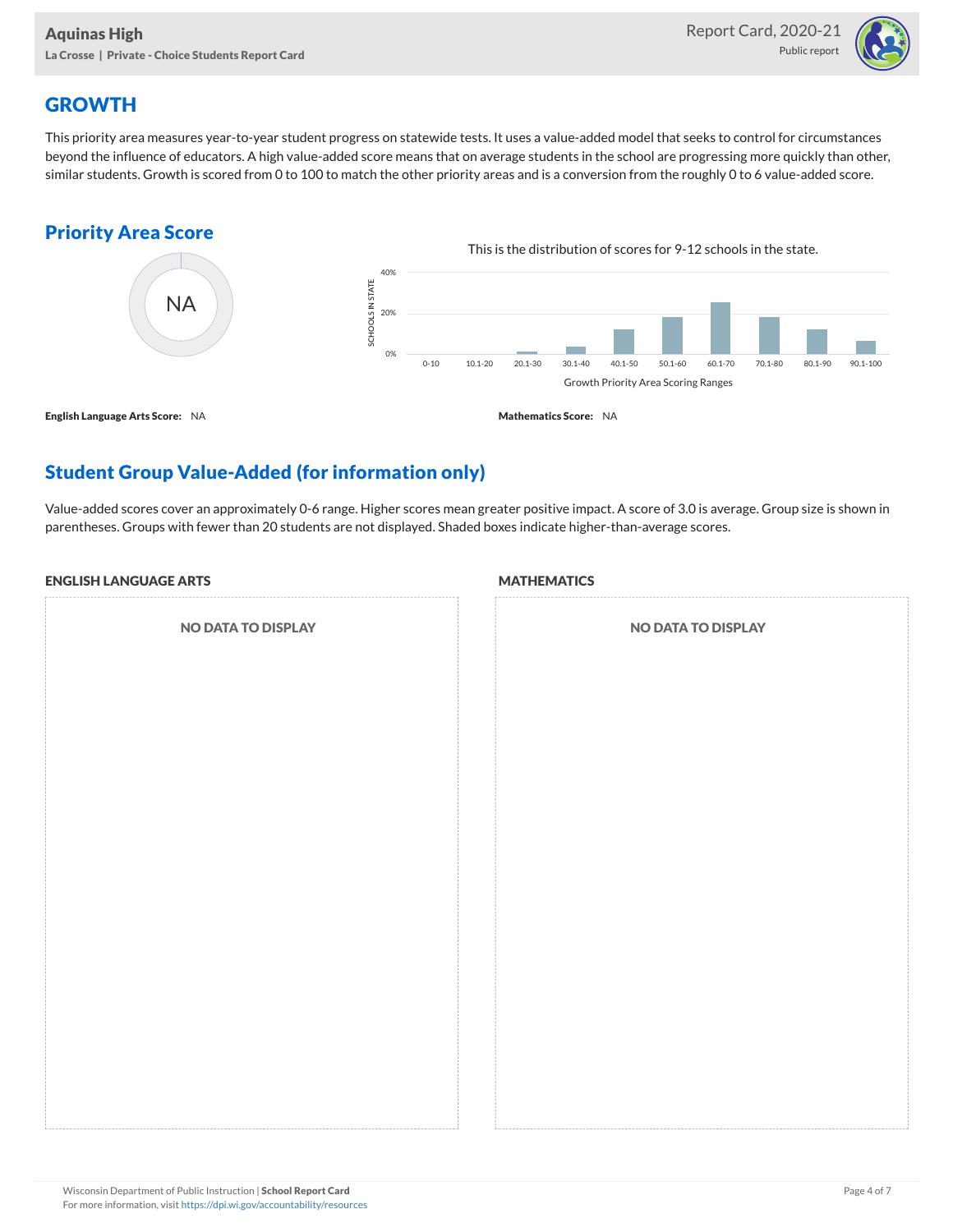## GROWTH

This priority area measures year-to-year student progress on statewide tests. It uses a value-added model that seeks to control for circumstances beyond the influence of educators. A high value-added score means that on average students in the school are progressing more quickly than other, similar students. Growth is scored from 0 to 100 to match the other priority areas and is a conversion from the roughly 0 to 6 value-added score.

### Priority Area Score

NA

This is the distribution of scores for 9-12 schools in the state.

SCHOOLS IN STATE: 0%, 20%, 40%

Growth Priority Area Scoring Ranges: 0-10, 10.1-20, 20.1-30, 30.1-40, 40.1-50, 50.1-60, 60.1-70, 70.1-80, 80.1-90, 90.1-100

**English Language Arts Score:** NA

**Mathematics Score:** NA

### Student Group Value-Added (for information only)

Value-added scores cover an approximately 0-6 range. Higher scores mean greater positive impact. A score of 3.0 is average. Group size is shown in parentheses. Groups with fewer than 20 students are not displayed. Shaded boxes indicate higher-than-average scores.

**ENGLISH LANGUAGE ARTS**

NO DATA TO DISPLAY

**MATHEMATICS**

NO DATA TO DISPLAY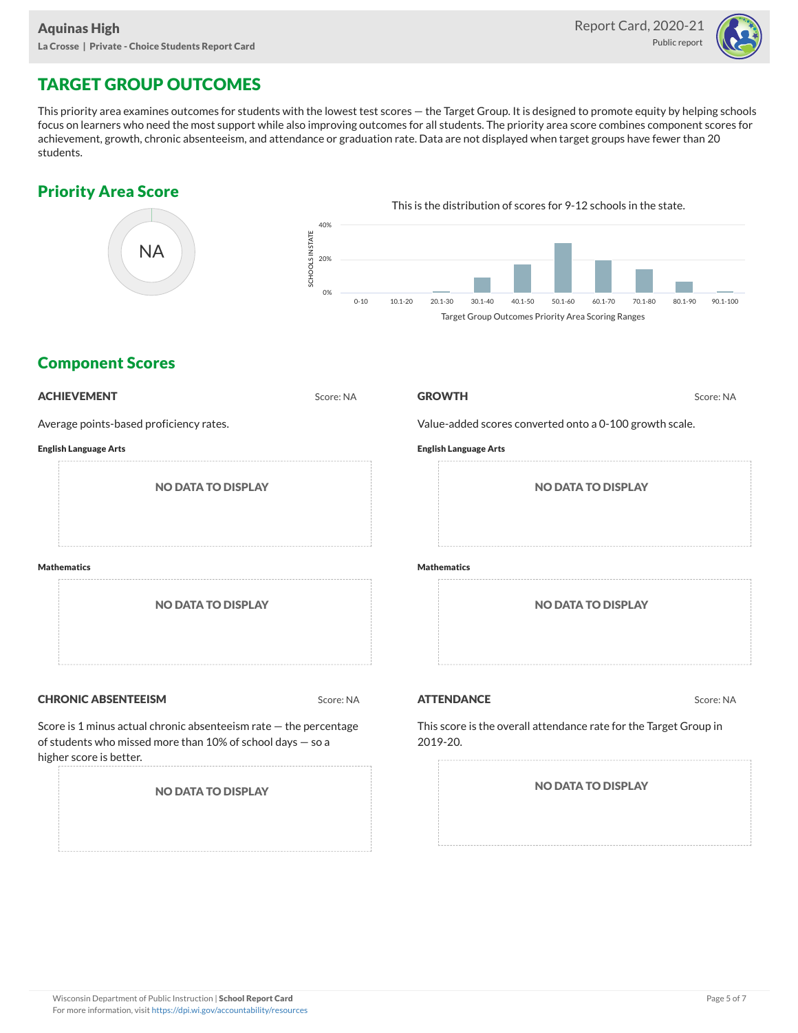Aquinas High

La Crosse | Private - Choice Students Report Card

Report Card, 2020-21

Public report

# TARGET GROUP OUTCOMES

This priority area examines outcomes for students with the lowest test scores — the Target Group. It is designed to promote equity by helping schools focus on learners who need the most support while also improving outcomes for all students. The priority area score combines component scores for achievement, growth, chronic absenteeism, and attendance or graduation rate. Data are not displayed when target groups have fewer than 20 students.

## Priority Area Score

NA

This is the distribution of scores for 9-12 schools in the state.

Target Group Outcomes Priority Area Scoring Ranges

## Component Scores

### ACHIEVEMENT

Score: NA

Average points-based proficiency rates.

**English Language Arts**

NO DATA TO DISPLAY

**Mathematics**

NO DATA TO DISPLAY

### GROWTH

Score: NA

Value-added scores converted onto a 0-100 growth scale.

**English Language Arts**

NO DATA TO DISPLAY

**Mathematics**

NO DATA TO DISPLAY

### CHRONIC ABSENTEEISM

Score: NA

Score is 1 minus actual chronic absenteeism rate — the percentage of students who missed more than 10% of school days — so a higher score is better.

NO DATA TO DISPLAY

### ATTENDANCE

Score: NA

This score is the overall attendance rate for the Target Group in 2019-20.

NO DATA TO DISPLAY

Wisconsin Department of Public Instruction | **School Report Card**
For more information, visit https://dpi.wi.gov/accountability/resources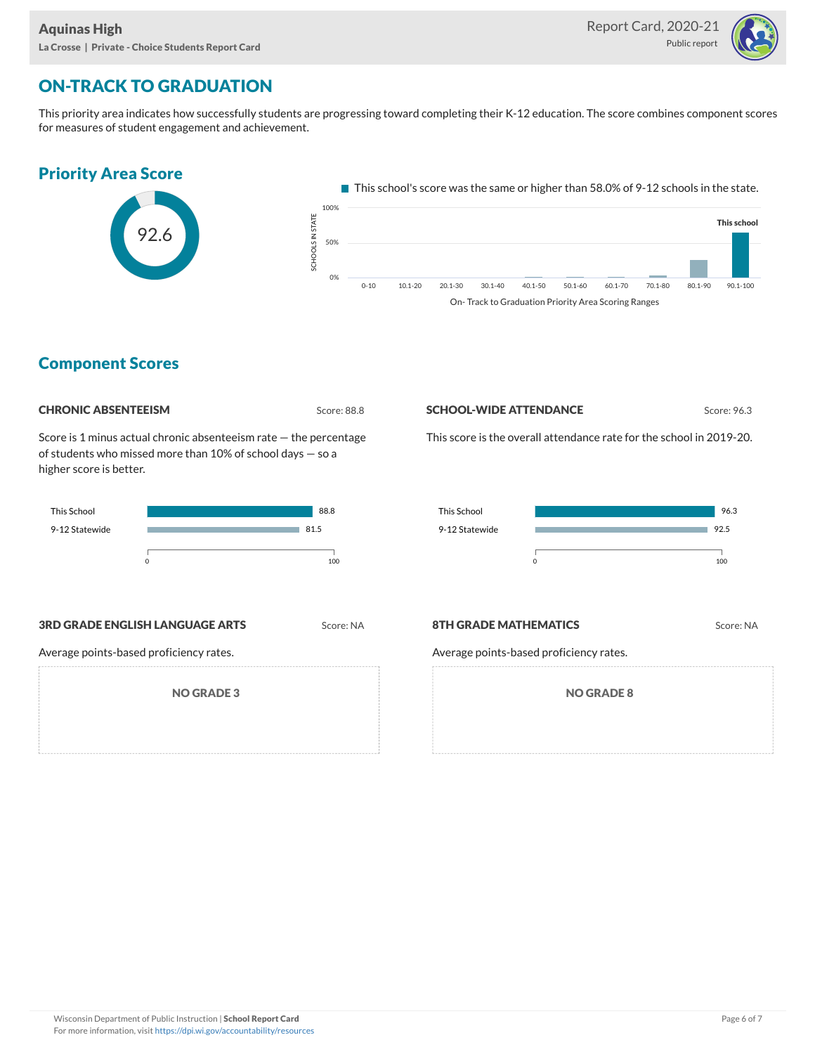# ON-TRACK TO GRADUATION

This priority area indicates how successfully students are progressing toward completing their K-12 education. The score combines component scores for measures of student engagement and achievement.

## Priority Area Score

92.6

This school's score was the same or higher than 58.0% of 9-12 schools in the state.

## Component Scores

### CHRONIC ABSENTEEISM

Score: 88.8

Score is 1 minus actual chronic absenteeism rate — the percentage of students who missed more than 10% of school days — so a higher score is better.

| | Score |
|---|---|
| This School | 88.8 |
| 9-12 Statewide | 81.5 |

### SCHOOL-WIDE ATTENDANCE

Score: 96.3

This score is the overall attendance rate for the school in 2019-20.

| | Score |
|---|---|
| This School | 96.3 |
| 9-12 Statewide | 92.5 |

### 3RD GRADE ENGLISH LANGUAGE ARTS

Score: NA

Average points-based proficiency rates.

NO GRADE 3

### 8TH GRADE MATHEMATICS

Score: NA

Average points-based proficiency rates.

NO GRADE 8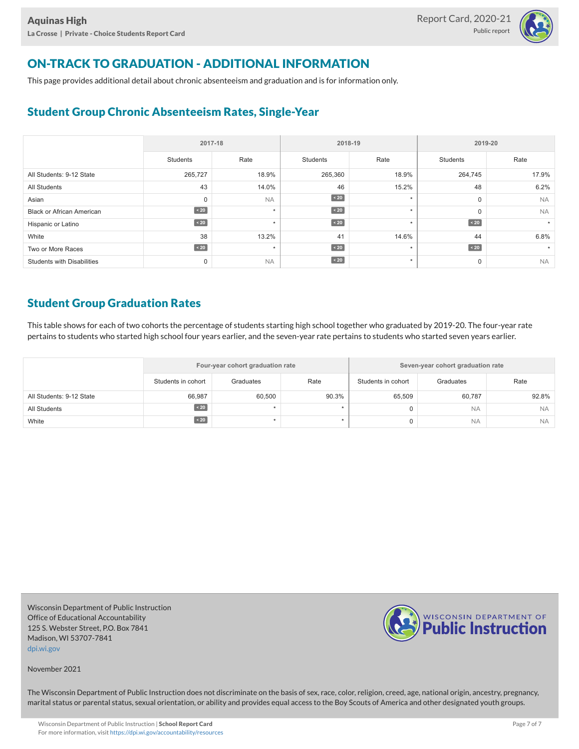Aquinas High

La Crosse | Private - Choice Students Report Card

Report Card, 2020-21

Public report

# ON-TRACK TO GRADUATION - ADDITIONAL INFORMATION

This page provides additional detail about chronic absenteeism and graduation and is for information only.

## Student Group Chronic Absenteeism Rates, Single-Year

| | 2017-18 | | 2018-19 | | 2019-20 | |
|---|---|---|---|---|---|---|
| | Students | Rate | Students | Rate | Students | Rate |
| All Students: 9-12 State | 265,727 | 18.9% | 265,360 | 18.9% | 264,745 | 17.9% |
| All Students | 43 | 14.0% | 46 | 15.2% | 48 | 6.2% |
| Asian | 0 | NA | < 20 | * | 0 | NA |
| Black or African American | < 20 | * | < 20 | * | 0 | NA |
| Hispanic or Latino | < 20 | * | < 20 | * | < 20 | * |
| White | 38 | 13.2% | 41 | 14.6% | 44 | 6.8% |
| Two or More Races | < 20 | * | < 20 | * | < 20 | * |
| Students with Disabilities | 0 | NA | < 20 | * | 0 | NA |

## Student Group Graduation Rates

This table shows for each of two cohorts the percentage of students starting high school together who graduated by 2019-20. The four-year rate pertains to students who started high school four years earlier, and the seven-year rate pertains to students who started seven years earlier.

| | Four-year cohort graduation rate | | | Seven-year cohort graduation rate | | |
|---|---|---|---|---|---|---|
| | Students in cohort | Graduates | Rate | Students in cohort | Graduates | Rate |
| All Students: 9-12 State | 66,987 | 60,500 | 90.3% | 65,509 | 60,787 | 92.8% |
| All Students | < 20 | * | * | 0 | NA | NA |
| White | < 20 | * | * | 0 | NA | NA |

Wisconsin Department of Public Instruction
Office of Educational Accountability
125 S. Webster Street, P.O. Box 7841
Madison, WI 53707-7841
dpi.wi.gov

November 2021

The Wisconsin Department of Public Instruction does not discriminate on the basis of sex, race, color, religion, creed, age, national origin, ancestry, pregnancy, marital status or parental status, sexual orientation, or ability and provides equal access to the Boy Scouts of America and other designated youth groups.